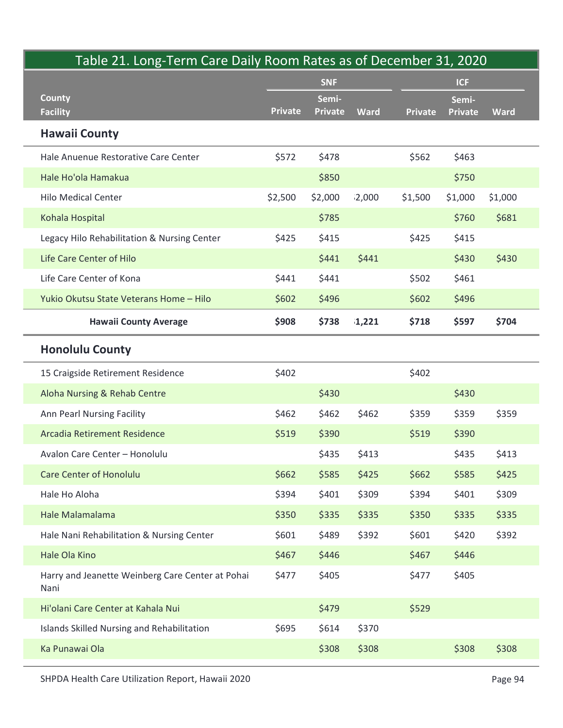## Table 21. Long-Term Care Daily Room Rates as of December 31, 2020

| County<br>Facility | SNF | | | ICF | | |
|---|---|---|---|---|---|---|
| | Private | Semi-Private | Ward | Private | Semi-Private | Ward |
| **Hawaii County** | | | | | | |
| Hale Anuenue Restorative Care Center | $572 | $478 | | $562 | $463 | |
| Hale Ho'ola Hamakua | | $850 | | | $750 | |
| Hilo Medical Center | $2,500 | $2,000 | $2,000 | $1,500 | $1,000 | $1,000 |
| Kohala Hospital | | $785 | | | $760 | $681 |
| Legacy Hilo Rehabilitation & Nursing Center | $425 | $415 | | $425 | $415 | |
| Life Care Center of Hilo | | $441 | $441 | | $430 | $430 |
| Life Care Center of Kona | $441 | $441 | | $502 | $461 | |
| Yukio Okutsu State Veterans Home – Hilo | $602 | $496 | | $602 | $496 | |
| **Hawaii County Average** | **$908** | **$738** | **$1,221** | **$718** | **$597** | **$704** |
| **Honolulu County** | | | | | | |
| 15 Craigside Retirement Residence | $402 | | | $402 | | |
| Aloha Nursing & Rehab Centre | | $430 | | | $430 | |
| Ann Pearl Nursing Facility | $462 | $462 | $462 | $359 | $359 | $359 |
| Arcadia Retirement Residence | $519 | $390 | | $519 | $390 | |
| Avalon Care Center – Honolulu | | $435 | $413 | | $435 | $413 |
| Care Center of Honolulu | $662 | $585 | $425 | $662 | $585 | $425 |
| Hale Ho Aloha | $394 | $401 | $309 | $394 | $401 | $309 |
| Hale Malamalama | $350 | $335 | $335 | $350 | $335 | $335 |
| Hale Nani Rehabilitation & Nursing Center | $601 | $489 | $392 | $601 | $420 | $392 |
| Hale Ola Kino | $467 | $446 | | $467 | $446 | |
| Harry and Jeanette Weinberg Care Center at Pohai Nani | $477 | $405 | | $477 | $405 | |
| Hi'olani Care Center at Kahala Nui | | $479 | | $529 | | |
| Islands Skilled Nursing and Rehabilitation | $695 | $614 | $370 | | | |
| Ka Punawai Ola | | $308 | $308 | | $308 | $308 |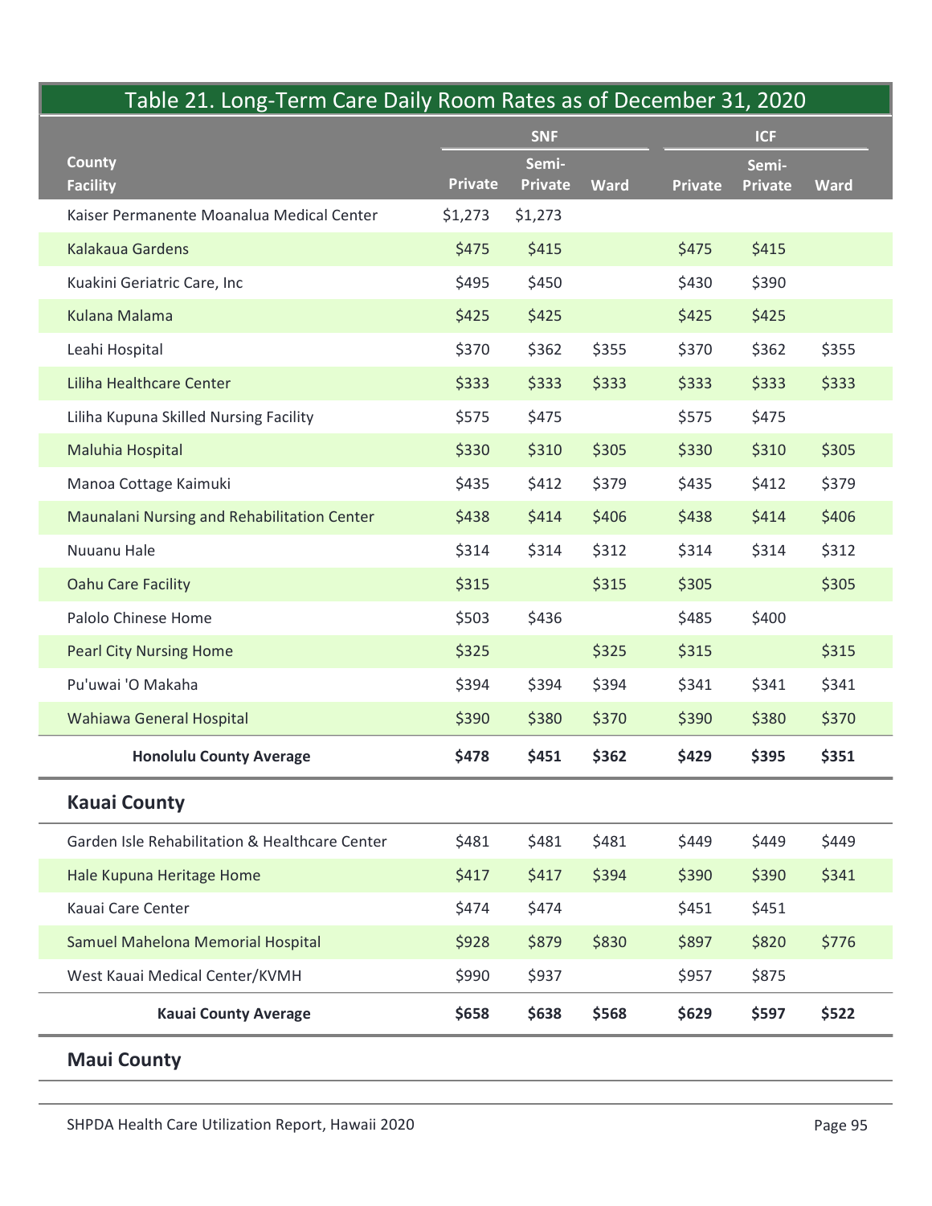# Table 21. Long-Term Care Daily Room Rates as of December 31, 2020

| County<br>Facility | SNF | | | ICF | | |
|---|---|---|---|---|---|---|
| | Private | Semi-Private | Ward | Private | Semi-Private | Ward |
| Kaiser Permanente Moanalua Medical Center | $1,273 | $1,273 | | | | |
| Kalakaua Gardens | $475 | $415 | | $475 | $415 | |
| Kuakini Geriatric Care, Inc | $495 | $450 | | $430 | $390 | |
| Kulana Malama | $425 | $425 | | $425 | $425 | |
| Leahi Hospital | $370 | $362 | $355 | $370 | $362 | $355 |
| Liliha Healthcare Center | $333 | $333 | $333 | $333 | $333 | $333 |
| Liliha Kupuna Skilled Nursing Facility | $575 | $475 | | $575 | $475 | |
| Maluhia Hospital | $330 | $310 | $305 | $330 | $310 | $305 |
| Manoa Cottage Kaimuki | $435 | $412 | $379 | $435 | $412 | $379 |
| Maunalani Nursing and Rehabilitation Center | $438 | $414 | $406 | $438 | $414 | $406 |
| Nuuanu Hale | $314 | $314 | $312 | $314 | $314 | $312 |
| Oahu Care Facility | $315 | | $315 | $305 | | $305 |
| Palolo Chinese Home | $503 | $436 | | $485 | $400 | |
| Pearl City Nursing Home | $325 | | $325 | $315 | | $315 |
| Pu'uwai 'O Makaha | $394 | $394 | $394 | $341 | $341 | $341 |
| Wahiawa General Hospital | $390 | $380 | $370 | $390 | $380 | $370 |
| **Honolulu County Average** | **$478** | **$451** | **$362** | **$429** | **$395** | **$351** |
| **Kauai County** | | | | | | |
| Garden Isle Rehabilitation & Healthcare Center | $481 | $481 | $481 | $449 | $449 | $449 |
| Hale Kupuna Heritage Home | $417 | $417 | $394 | $390 | $390 | $341 |
| Kauai Care Center | $474 | $474 | | $451 | $451 | |
| Samuel Mahelona Memorial Hospital | $928 | $879 | $830 | $897 | $820 | $776 |
| West Kauai Medical Center/KVMH | $990 | $937 | | $957 | $875 | |
| **Kauai County Average** | **$658** | **$638** | **$568** | **$629** | **$597** | **$522** |
| **Maui County** | | | | | | |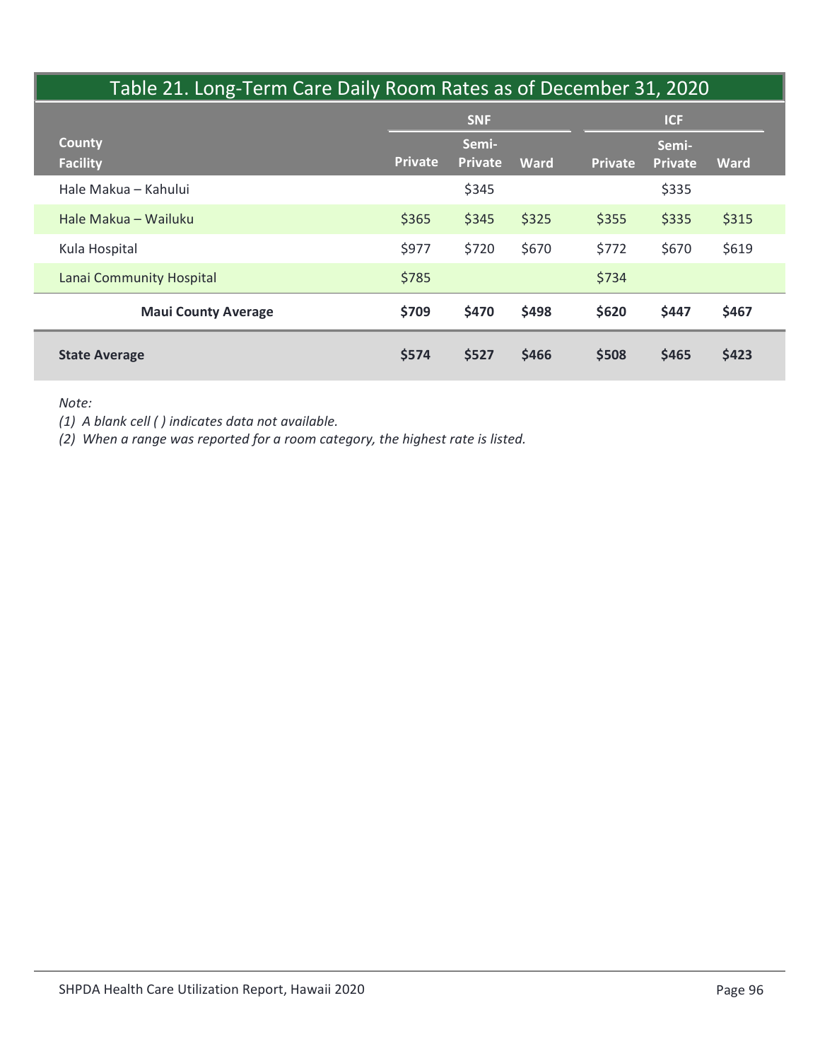# Table 21. Long-Term Care Daily Room Rates as of December 31, 2020

| County Facility | SNF | | | ICF | | |
|---|---|---|---|---|---|---|
| | Private | Semi-Private | Ward | Private | Semi-Private | Ward |
| Hale Makua – Kahului | | $345 | | | $335 | |
| Hale Makua – Wailuku | $365 | $345 | $325 | $355 | $335 | $315 |
| Kula Hospital | $977 | $720 | $670 | $772 | $670 | $619 |
| Lanai Community Hospital | $785 | | | $734 | | |
| **Maui County Average** | **$709** | **$470** | **$498** | **$620** | **$447** | **$467** |
| **State Average** | **$574** | **$527** | **$466** | **$508** | **$465** | **$423** |

*Note:*

*(1) A blank cell ( ) indicates data not available.*

*(2) When a range was reported for a room category, the highest rate is listed.*